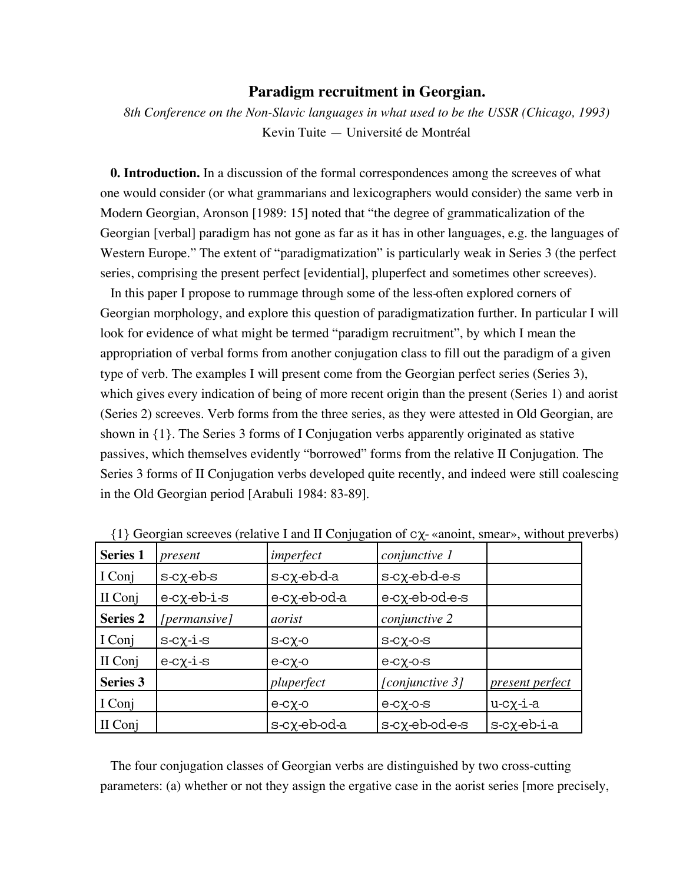# Paradigm recruitment in Georgian.

*8th Conference on the Non-Slavic languages in what used to be the USSR (Chicago, 1993)*

Kevin Tuite — Université de Montréal

**0. Introduction.** In a discussion of the formal correspondences among the screeves of what one would consider (or what grammarians and lexicographers would consider) the same verb in Modern Georgian, Aronson [1989: 15] noted that "the degree of grammaticalization of the Georgian [verbal] paradigm has not gone as far as it has in other languages, e.g. the languages of Western Europe." The extent of "paradigmatization" is particularly weak in Series 3 (the perfect series, comprising the present perfect [evidential], pluperfect and sometimes other screeves).

In this paper I propose to rummage through some of the less-often explored corners of Georgian morphology, and explore this question of paradigmatization further. In particular I will look for evidence of what might be termed "paradigm recruitment", by which I mean the appropriation of verbal forms from another conjugation class to fill out the paradigm of a given type of verb. The examples I will present come from the Georgian perfect series (Series 3), which gives every indication of being of more recent origin than the present (Series 1) and aorist (Series 2) screeves. Verb forms from the three series, as they were attested in Old Georgian, are shown in {1}. The Series 3 forms of I Conjugation verbs apparently originated as stative passives, which themselves evidently "borrowed" forms from the relative II Conjugation. The Series 3 forms of II Conjugation verbs developed quite recently, and indeed were still coalescing in the Old Georgian period [Arabuli 1984: 83-89].

{1} Georgian screeves (relative I and II Conjugation of cχ- «anoint, smear», without preverbs)

| **Series 1** | *present* | *imperfect* | *conjunctive 1* | |
|---|---|---|---|---|
| I Conj | s-cχ-eb-s | s-cχ-eb-d-a | s-cχ-eb-d-e-s | |
| II Conj | e-cχ-eb-i-s | e-cχ-eb-od-a | e-cχ-eb-od-e-s | |
| **Series 2** | *[permansive]* | *aorist* | *conjunctive 2* | |
| I Conj | s-cχ-i-s | s-cχ-o | s-cχ-o-s | |
| II Conj | e-cχ-i-s | e-cχ-o | e-cχ-o-s | |
| **Series 3** | | *pluperfect* | *[conjunctive 3]* | <u>*present perfect*</u> |
| I Conj | | e-cχ-o | e-cχ-o-s | u-cχ-i-a |
| II Conj | | s-cχ-eb-od-a | s-cχ-eb-od-e-s | s-cχ-eb-i-a |

The four conjugation classes of Georgian verbs are distinguished by two cross-cutting parameters: (a) whether or not they assign the ergative case in the aorist series [more precisely,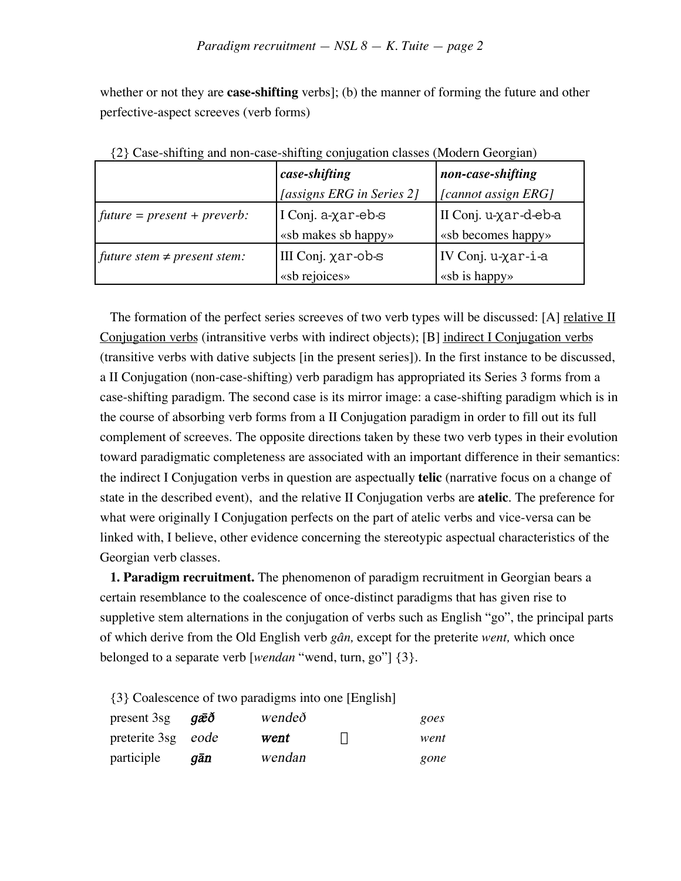whether or not they are **case-shifting** verbs]; (b) the manner of forming the future and other perfective-aspect screeves (verb forms)

{2} Case-shifting and non-case-shifting conjugation classes (Modern Georgian)

| | ***case-shifting*** *[assigns ERG in Series 2]* | ***non-case-shifting*** *[cannot assign ERG]* |
|---|---|---|
| *future = present + preverb:* | I Conj. a-χar-eb-s «sb makes sb happy» | II Conj. u-χar-d-eb-a «sb becomes happy» |
| *future stem ≠ present stem:* | III Conj. χar-ob-s «sb rejoices» | IV Conj. u-χar-i-a «sb is happy» |

The formation of the perfect series screeves of two verb types will be discussed: [A] relative II Conjugation verbs (intransitive verbs with indirect objects); [B] indirect I Conjugation verbs (transitive verbs with dative subjects [in the present series]). In the first instance to be discussed, a II Conjugation (non-case-shifting) verb paradigm has appropriated its Series 3 forms from a case-shifting paradigm. The second case is its mirror image: a case-shifting paradigm which is in the course of absorbing verb forms from a II Conjugation paradigm in order to fill out its full complement of screeves. The opposite directions taken by these two verb types in their evolution toward paradigmatic completeness are associated with an important difference in their semantics: the indirect I Conjugation verbs in question are aspectually **telic** (narrative focus on a change of state in the described event), and the relative II Conjugation verbs are **atelic**. The preference for what were originally I Conjugation perfects on the part of atelic verbs and vice-versa can be linked with, I believe, other evidence concerning the stereotypic aspectual characteristics of the Georgian verb classes.

**1. Paradigm recruitment.** The phenomenon of paradigm recruitment in Georgian bears a certain resemblance to the coalescence of once-distinct paradigms that has given rise to suppletive stem alternations in the conjugation of verbs such as English "go", the principal parts of which derive from the Old English verb *gân,* except for the preterite *went,* which once belonged to a separate verb [*wendan* "wend, turn, go"] {3}.

{3} Coalescence of two paradigms into one [English]

| | | | | |
|---|---|---|---|---|
| present 3sg | ***gǣð*** | *wendeð* | | *goes* |
| preterite 3sg | *eode* | ***went*** | → | *went* |
| participle | ***gān*** | *wendan* | | *gone* |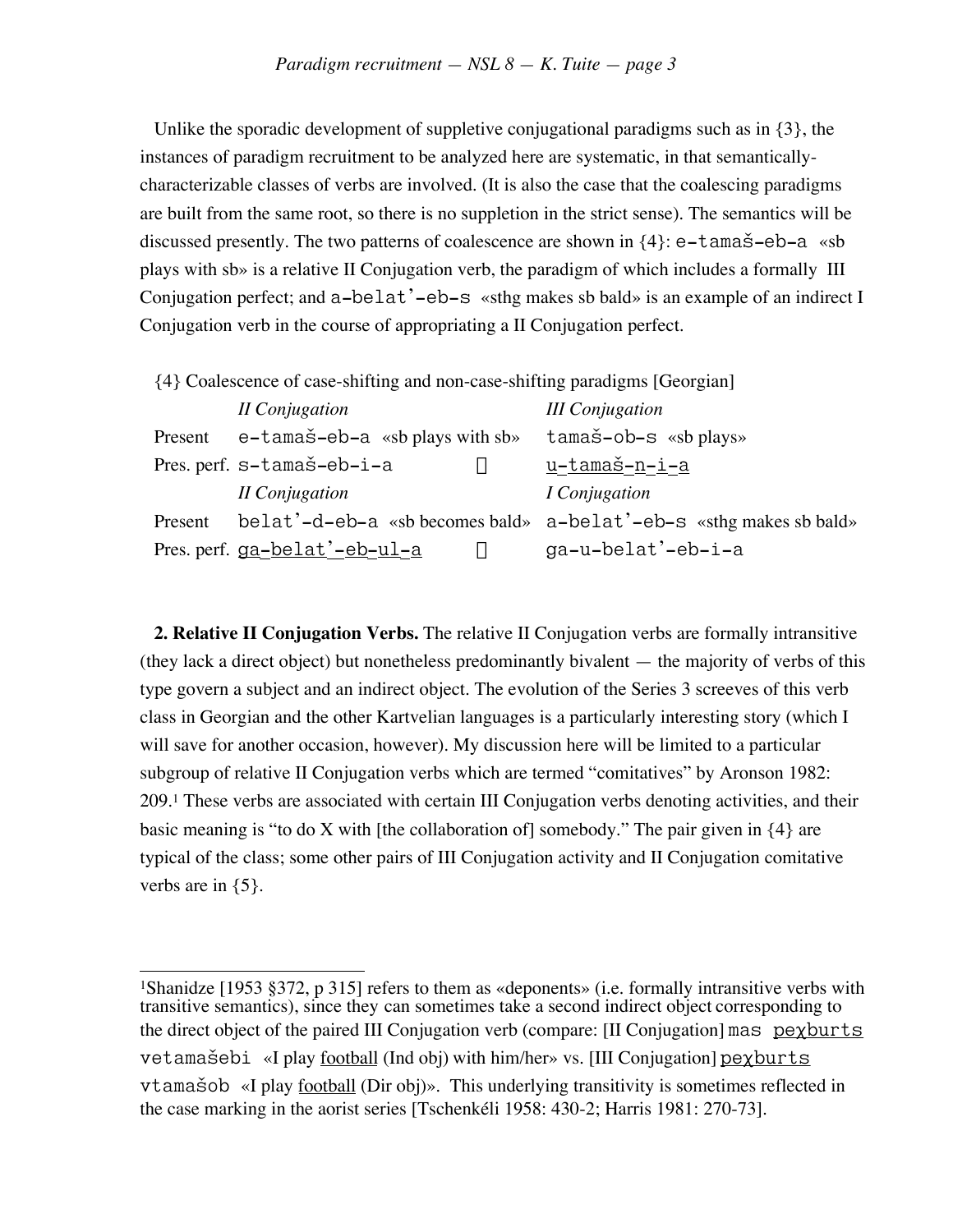Unlike the sporadic development of suppletive conjugational paradigms such as in {3}, the instances of paradigm recruitment to be analyzed here are systematic, in that semantically-characterizable classes of verbs are involved. (It is also the case that the coalescing paradigms are built from the same root, so there is no suppletion in the strict sense). The semantics will be discussed presently. The two patterns of coalescence are shown in {4}: `e-tamaš-eb-a` «sb plays with sb» is a relative II Conjugation verb, the paradigm of which includes a formally III Conjugation perfect; and `a-belat'-eb-s` «sthg makes sb bald» is an example of an indirect I Conjugation verb in the course of appropriating a II Conjugation perfect.

{4} Coalescence of case-shifting and non-case-shifting paradigms [Georgian]

| | *II Conjugation* | | *III Conjugation* |
|---|---|---|---|
| Present | `e-tamaš-eb-a` «sb plays with sb» | | `tamaš-ob-s` «sb plays» |
| Pres. perf. | `s-tamaš-eb-i-a` | ⇐ | <u>`u-tamaš-n-i-a`</u> |
| | *II Conjugation* | | *I Conjugation* |
| Present | `belat'-d-eb-a` «sb becomes bald» | | `a-belat'-eb-s` «sthg makes sb bald» |
| Pres. perf. | <u>`ga-belat'-eb-ul-a`</u> | ⇒ | `ga-u-belat'-eb-i-a` |

**2. Relative II Conjugation Verbs.** The relative II Conjugation verbs are formally intransitive (they lack a direct object) but nonetheless predominantly bivalent — the majority of verbs of this type govern a subject and an indirect object. The evolution of the Series 3 screeves of this verb class in Georgian and the other Kartvelian languages is a particularly interesting story (which I will save for another occasion, however). My discussion here will be limited to a particular subgroup of relative II Conjugation verbs which are termed "comitatives" by Aronson 1982: 209.[1] These verbs are associated with certain III Conjugation verbs denoting activities, and their basic meaning is "to do X with [the collaboration of] somebody." The pair given in {4} are typical of the class; some other pairs of III Conjugation activity and II Conjugation comitative verbs are in {5}.

---

[1]Shanidze [1953 §372, p 315] refers to them as «deponents» (i.e. formally intransitive verbs with transitive semantics), since they can sometimes take a second indirect object corresponding to the direct object of the paired III Conjugation verb (compare: [II Conjugation] `mas` <u>`peχburts`</u> `vetamašebi` «I play <u>football</u> (Ind obj) with him/her» vs. [III Conjugation] <u>`peχburts`</u> `vtamašob` «I play <u>football</u> (Dir obj)». This underlying transitivity is sometimes reflected in the case marking in the aorist series [Tschenkéli 1958: 430-2; Harris 1981: 270-73].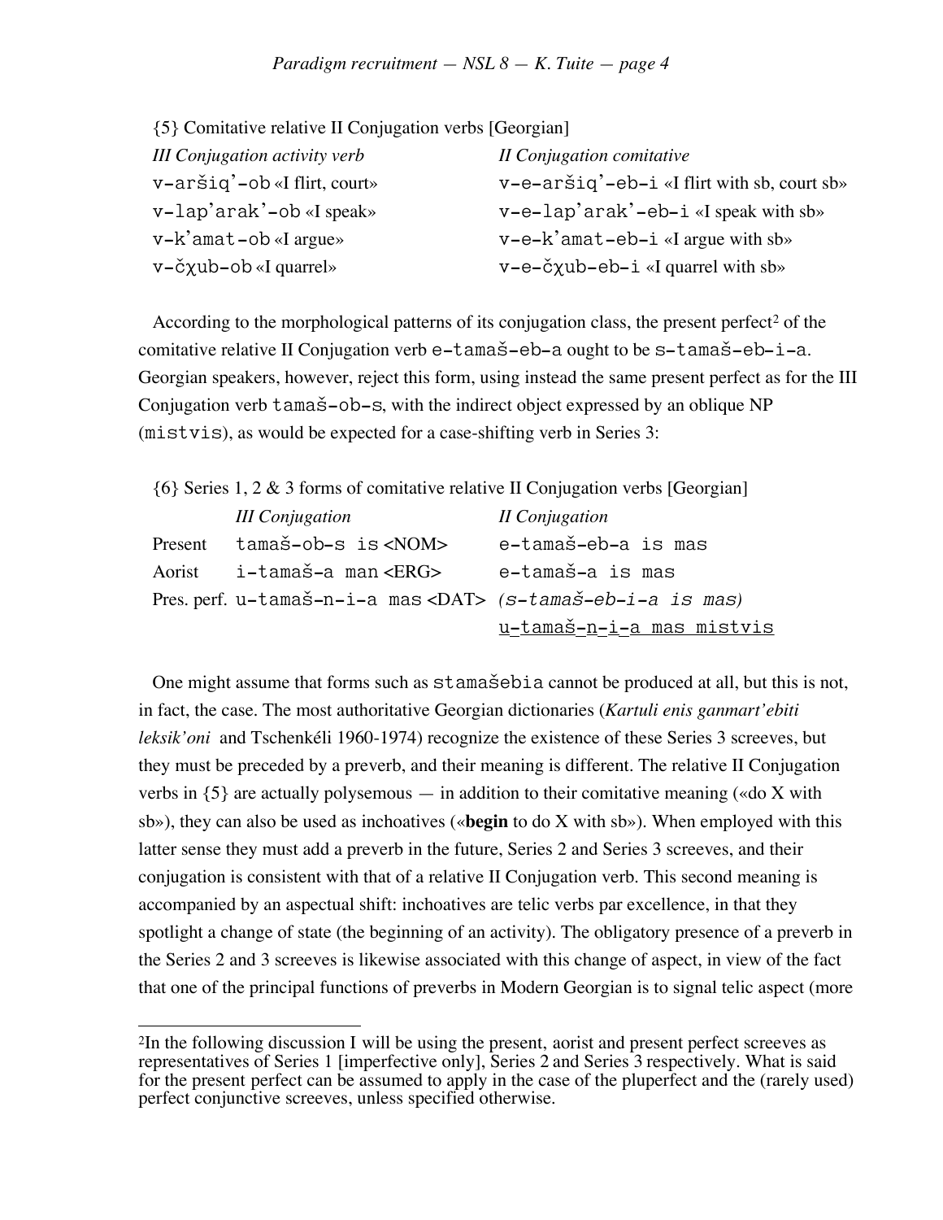{5} Comitative relative II Conjugation verbs [Georgian]

| *III Conjugation activity verb* | *II Conjugation comitative* |
|---|---|
| v-aršiq'-ob «I flirt, court» | v-e-aršiq'-eb-i «I flirt with sb, court sb» |
| v-lap'arak'-ob «I speak» | v-e-lap'arak'-eb-i «I speak with sb» |
| v-k'amat-ob «I argue» | v-e-k'amat-eb-i «I argue with sb» |
| v-čχub-ob «I quarrel» | v-e-čχub-eb-i «I quarrel with sb» |

According to the morphological patterns of its conjugation class, the present perfect[2] of the comitative relative II Conjugation verb e-tamaš-eb-a ought to be s-tamaš-eb-i-a. Georgian speakers, however, reject this form, using instead the same present perfect as for the III Conjugation verb tamaš-ob-s, with the indirect object expressed by an oblique NP (mistvis), as would be expected for a case-shifting verb in Series 3:

{6} Series 1, 2 & 3 forms of comitative relative II Conjugation verbs [Georgian]

| | *III Conjugation* | *II Conjugation* |
|---|---|---|
| Present | tamaš-ob-s is <NOM> | e-tamaš-eb-a is mas |
| Aorist | i-tamaš-a man <ERG> | e-tamaš-a is mas |
| Pres. perf. | u-tamaš-n-i-a mas <DAT> | *(s-tamaš-eb-i-a is mas)* |
| | | <u>u-tamaš-n-i-a mas mistvis</u> |

One might assume that forms such as stamašebia cannot be produced at all, but this is not, in fact, the case. The most authoritative Georgian dictionaries (*Kartuli enis ganmart'ebiti leksik'oni* and Tschenkéli 1960-1974) recognize the existence of these Series 3 screeves, but they must be preceded by a preverb, and their meaning is different. The relative II Conjugation verbs in {5} are actually polysemous — in addition to their comitative meaning («do X with sb»), they can also be used as inchoatives («**begin** to do X with sb»). When employed with this latter sense they must add a preverb in the future, Series 2 and Series 3 screeves, and their conjugation is consistent with that of a relative II Conjugation verb. This second meaning is accompanied by an aspectual shift: inchoatives are telic verbs par excellence, in that they spotlight a change of state (the beginning of an activity). The obligatory presence of a preverb in the Series 2 and 3 screeves is likewise associated with this change of aspect, in view of the fact that one of the principal functions of preverbs in Modern Georgian is to signal telic aspect (more

---

[2] In the following discussion I will be using the present, aorist and present perfect screeves as representatives of Series 1 [imperfective only], Series 2 and Series 3 respectively. What is said for the present perfect can be assumed to apply in the case of the pluperfect and the (rarely used) perfect conjunctive screeves, unless specified otherwise.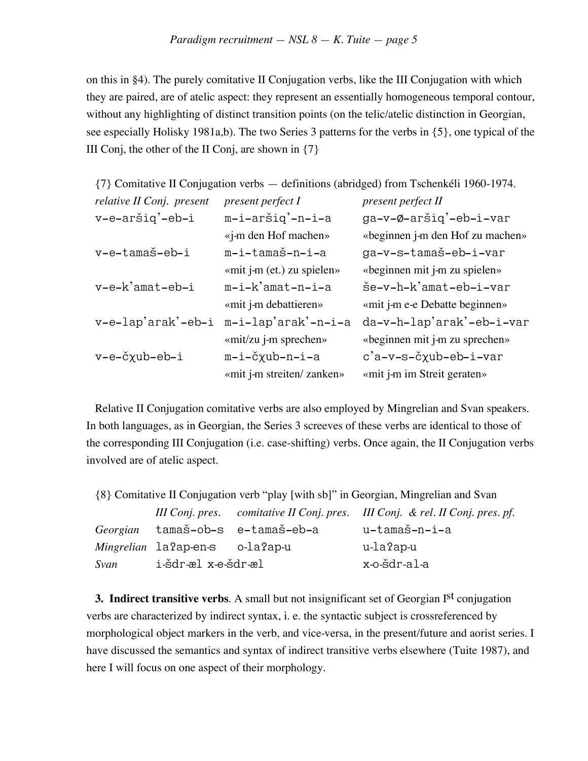on this in §4). The purely comitative II Conjugation verbs, like the III Conjugation with which they are paired, are of atelic aspect: they represent an essentially homogeneous temporal contour, without any highlighting of distinct transition points (on the telic/atelic distinction in Georgian, see especially Holisky 1981a,b). The two Series 3 patterns for the verbs in {5}, one typical of the III Conj, the other of the II Conj, are shown in {7}

{7} Comitative II Conjugation verbs — definitions (abridged) from Tschenkéli 1960-1974.

| *relative II Conj. present* | *present perfect I* | *present perfect II* |
|---|---|---|
| v-e-aršiq'-eb-i | m-i-aršiq'-n-i-a | ga-v-Ø-aršiq'-eb-i-var |
| | «j-m den Hof machen» | «beginnen j-m den Hof zu machen» |
| v-e-tamaš-eb-i | m-i-tamaš-n-i-a | ga-v-s-tamaš-eb-i-var |
| | «mit j-m (et.) zu spielen» | «beginnen mit j-m zu spielen» |
| v-e-k'amat-eb-i | m-i-k'amat-n-i-a | še-v-h-k'amat-eb-i-var |
| | «mit j-m debattieren» | «mit j-m e-e Debatte beginnen» |
| v-e-lap'arak'-eb-i | m-i-lap'arak'-n-i-a | da-v-h-lap'arak'-eb-i-var |
| | «mit/zu j-m sprechen» | «beginnen mit j-m zu sprechen» |
| v-e-čχub-eb-i | m-i-čχub-n-i-a | c'a-v-s-čχub-eb-i-var |
| | «mit j-m streiten/ zanken» | «mit j-m im Streit geraten» |

Relative II Conjugation comitative verbs are also employed by Mingrelian and Svan speakers. In both languages, as in Georgian, the Series 3 screeves of these verbs are identical to those of the corresponding III Conjugation (i.e. case-shifting) verbs. Once again, the II Conjugation verbs involved are of atelic aspect.

{8} Comitative II Conjugation verb "play [with sb]" in Georgian, Mingrelian and Svan

| | *III Conj. pres.* | *comitative II Conj. pres.* | *III Conj. & rel. II Conj. pres. pf.* |
|---|---|---|---|
| *Georgian* | tamaš-ob-s | e-tamaš-eb-a | u-tamaš-n-i-a |
| *Mingrelian* | laʔap-en-s | o-laʔap-u | u-laʔap-u |
| *Svan* | i-šdr-æl | x-e-šdr-æl | x-o-šdr-al-a |

**3. Indirect transitive verbs**. A small but not insignificant set of Georgian I[st] conjugation verbs are characterized by indirect syntax, i. e. the syntactic subject is crossreferenced by morphological object markers in the verb, and vice-versa, in the present/future and aorist series. I have discussed the semantics and syntax of indirect transitive verbs elsewhere (Tuite 1987), and here I will focus on one aspect of their morphology.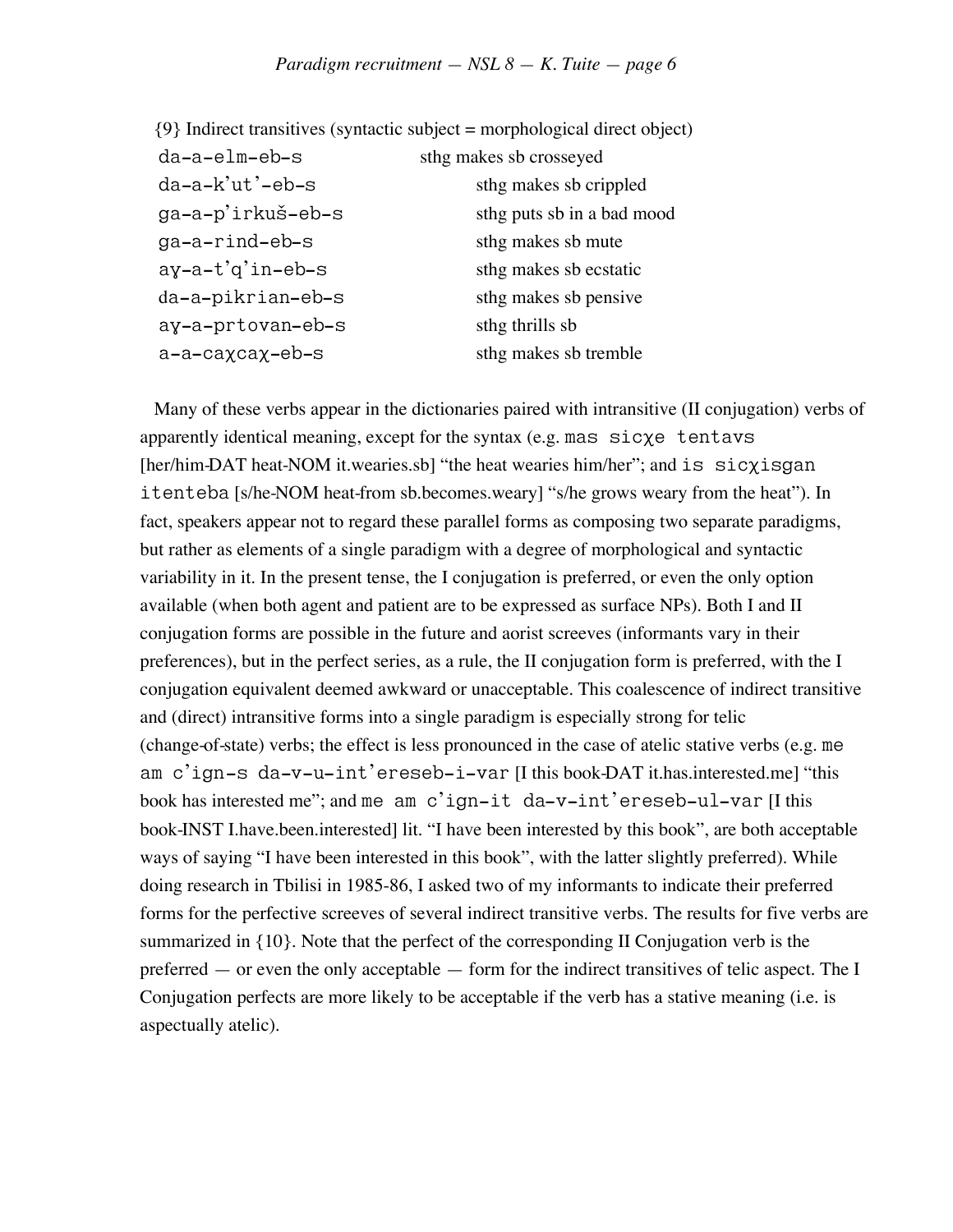{9} Indirect transitives (syntactic subject = morphological direct object)

| | |
|---|---|
| da-a-elm-eb-s | sthg makes sb crosseyed |
| da-a-k'ut'-eb-s | sthg makes sb crippled |
| ga-a-p'irkuš-eb-s | sthg puts sb in a bad mood |
| ga-a-rind-eb-s | sthg makes sb mute |
| aɣ-a-t'q'in-eb-s | sthg makes sb ecstatic |
| da-a-pikrian-eb-s | sthg makes sb pensive |
| aɣ-a-prtovan-eb-s | sthg thrills sb |
| a-a-caχcaχ-eb-s | sthg makes sb tremble |

Many of these verbs appear in the dictionaries paired with intransitive (II conjugation) verbs of apparently identical meaning, except for the syntax (e.g. `mas sicχe tentavs` [her/him-DAT heat-NOM it.wearies.sb] "the heat wearies him/her"; and `is sicχisgan itenteba` [s/he-NOM heat-from sb.becomes.weary] "s/he grows weary from the heat"). In fact, speakers appear not to regard these parallel forms as composing two separate paradigms, but rather as elements of a single paradigm with a degree of morphological and syntactic variability in it. In the present tense, the I conjugation is preferred, or even the only option available (when both agent and patient are to be expressed as surface NPs). Both I and II conjugation forms are possible in the future and aorist screeves (informants vary in their preferences), but in the perfect series, as a rule, the II conjugation form is preferred, with the I conjugation equivalent deemed awkward or unacceptable. This coalescence of indirect transitive and (direct) intransitive forms into a single paradigm is especially strong for telic (change-of-state) verbs; the effect is less pronounced in the case of atelic stative verbs (e.g. `me am c'ign-s da-v-u-int'ereseb-i-var` [I this book-DAT it.has.interested.me] "this book has interested me"; and `me am c'ign-it da-v-int'ereseb-ul-var` [I this book-INST I.have.been.interested] lit. "I have been interested by this book", are both acceptable ways of saying "I have been interested in this book", with the latter slightly preferred). While doing research in Tbilisi in 1985-86, I asked two of my informants to indicate their preferred forms for the perfective screeves of several indirect transitive verbs. The results for five verbs are summarized in {10}. Note that the perfect of the corresponding II Conjugation verb is the preferred — or even the only acceptable — form for the indirect transitives of telic aspect. The I Conjugation perfects are more likely to be acceptable if the verb has a stative meaning (i.e. is aspectually atelic).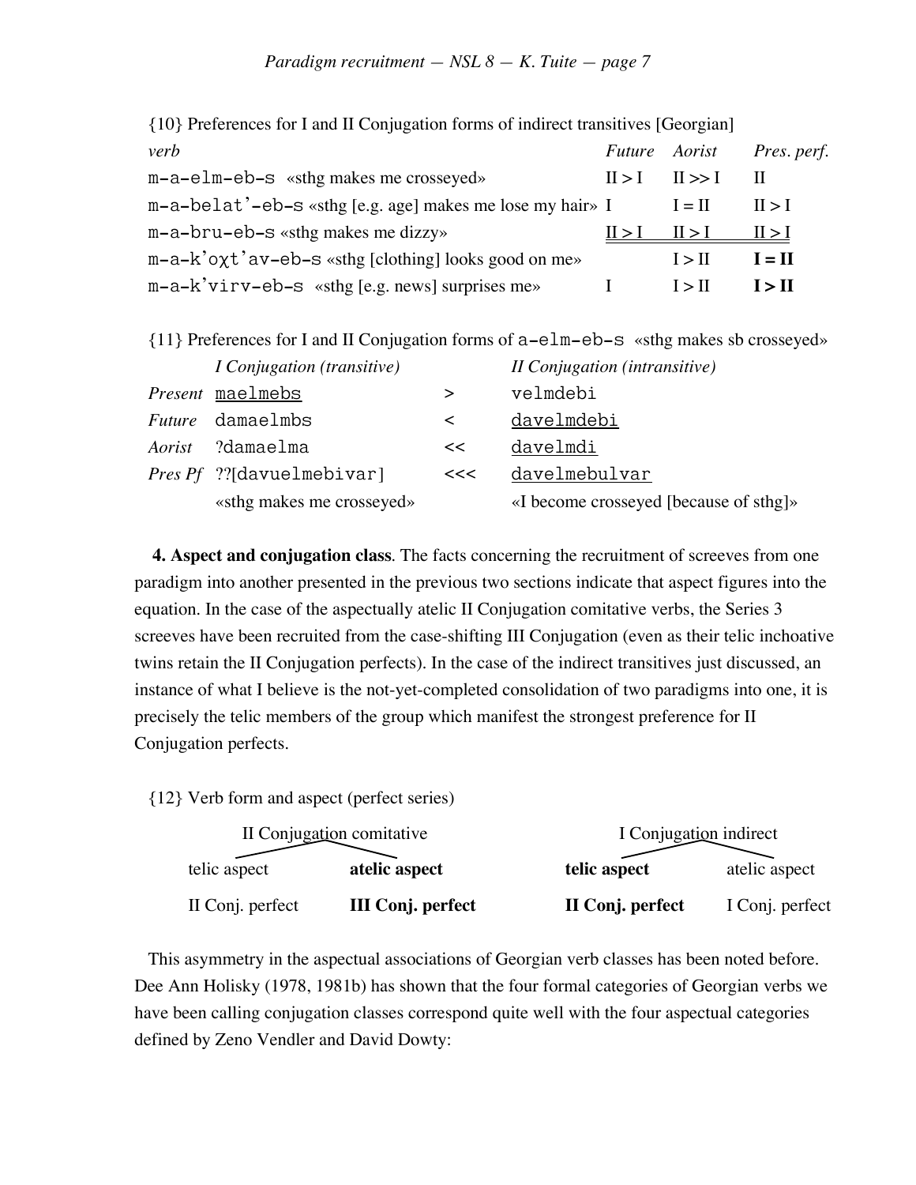{10} Preferences for I and II Conjugation forms of indirect transitives [Georgian]

| *verb* | *Future* | *Aorist* | *Pres. perf.* |
|---|---|---|---|
| m-a-elm-eb-s «sthg makes me crosseyed» | II > I | II >> I | II |
| m-a-belat'-eb-s «sthg [e.g. age] makes me lose my hair» | I | I = II | II > I |
| m-a-bru-eb-s «sthg makes me dizzy» | <u>II > I</u> | <u>II > I</u> | <u>II > I</u> |
| m-a-k'oχt'av-eb-s «sthg [clothing] looks good on me» | | I > II | **I = II** |
| m-a-k'virv-eb-s «sthg [e.g. news] surprises me» | I | I > II | **I > II** |

{11} Preferences for I and II Conjugation forms of a-elm-eb-s «sthg makes sb crosseyed»

| | *I Conjugation (transitive)* | | *II Conjugation (intransitive)* |
|---|---|---|---|
| *Present* | <u>maelmebs</u> | > | velmdebi |
| *Future* | damaelmbs | < | <u>davelmdebi</u> |
| *Aorist* | ?damaelma | << | <u>davelmdi</u> |
| *Pres Pf* | ??[davuelmebivar] | <<< | <u>davelmebulvar</u> |
| | «sthg makes me crosseyed» | | «I become crosseyed [because of sthg]» |

**4. Aspect and conjugation class**. The facts concerning the recruitment of screeves from one paradigm into another presented in the previous two sections indicate that aspect figures into the equation. In the case of the aspectually atelic II Conjugation comitative verbs, the Series 3 screeves have been recruited from the case-shifting III Conjugation (even as their telic inchoative twins retain the II Conjugation perfects). In the case of the indirect transitives just discussed, an instance of what I believe is the not-yet-completed consolidation of two paradigms into one, it is precisely the telic members of the group which manifest the strongest preference for II Conjugation perfects.

{12} Verb form and aspect (perfect series)

| II Conjugation comitative | | I Conjugation indirect | |
|---|---|---|---|
| telic aspect | **atelic aspect** | **telic aspect** | atelic aspect |
| II Conj. perfect | **III Conj. perfect** | **II Conj. perfect** | I Conj. perfect |

This asymmetry in the aspectual associations of Georgian verb classes has been noted before. Dee Ann Holisky (1978, 1981b) has shown that the four formal categories of Georgian verbs we have been calling conjugation classes correspond quite well with the four aspectual categories defined by Zeno Vendler and David Dowty: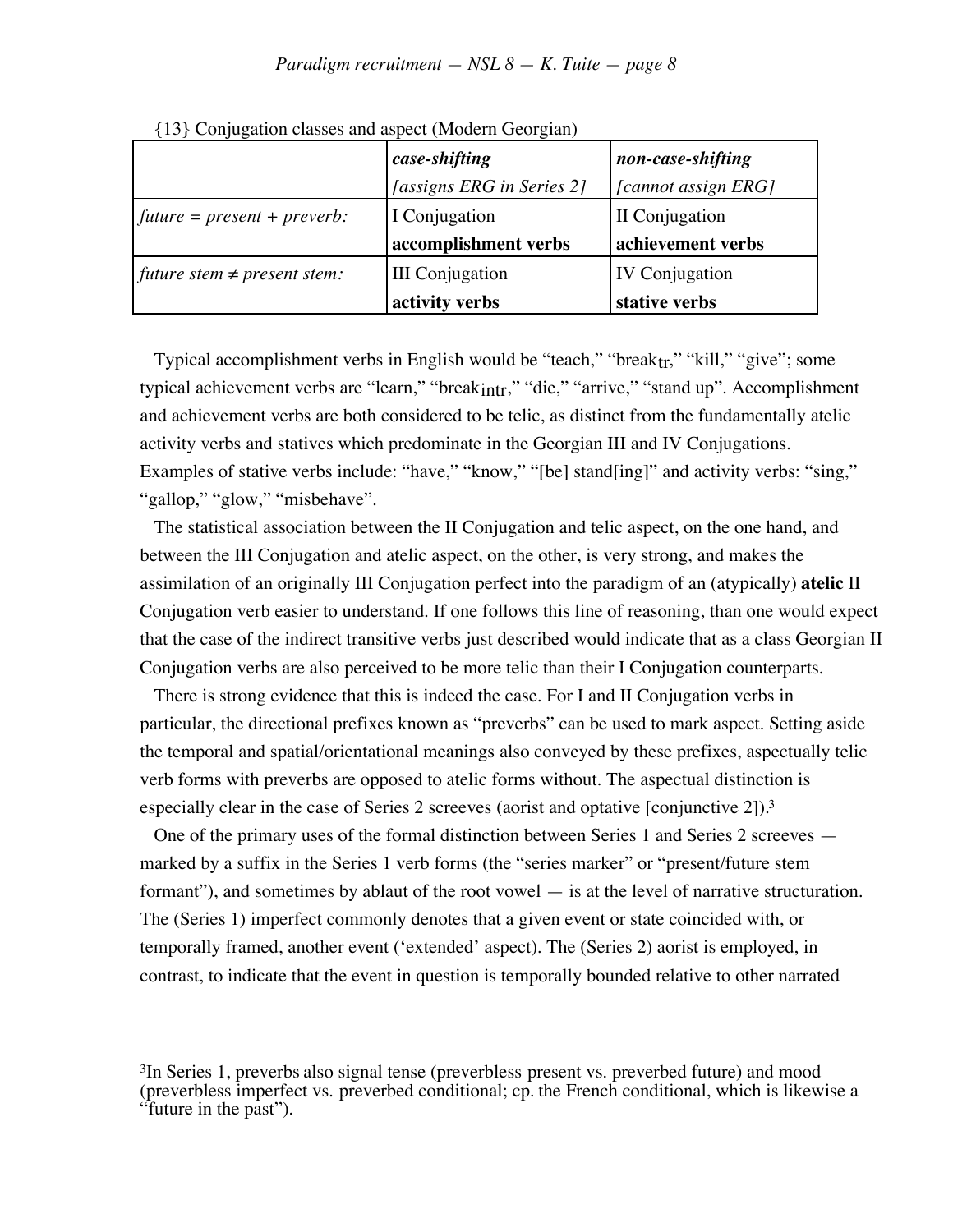{13} Conjugation classes and aspect (Modern Georgian)

| | ***case-shifting*** *[assigns ERG in Series 2]* | ***non-case-shifting*** *[cannot assign ERG]* |
|---|---|---|
| *future = present + preverb:* | I Conjugation **accomplishment verbs** | II Conjugation **achievement verbs** |
| *future stem ≠ present stem:* | III Conjugation **activity verbs** | IV Conjugation **stative verbs** |

Typical accomplishment verbs in English would be "teach," "break$_{tr}$," "kill," "give"; some typical achievement verbs are "learn," "break$_{intr}$," "die," "arrive," "stand up". Accomplishment and achievement verbs are both considered to be telic, as distinct from the fundamentally atelic activity verbs and statives which predominate in the Georgian III and IV Conjugations. Examples of stative verbs include: "have," "know," "[be] stand[ing]" and activity verbs: "sing," "gallop," "glow," "misbehave".

The statistical association between the II Conjugation and telic aspect, on the one hand, and between the III Conjugation and atelic aspect, on the other, is very strong, and makes the assimilation of an originally III Conjugation perfect into the paradigm of an (atypically) **atelic** II Conjugation verb easier to understand. If one follows this line of reasoning, than one would expect that the case of the indirect transitive verbs just described would indicate that as a class Georgian II Conjugation verbs are also perceived to be more telic than their I Conjugation counterparts.

There is strong evidence that this is indeed the case. For I and II Conjugation verbs in particular, the directional prefixes known as "preverbs" can be used to mark aspect. Setting aside the temporal and spatial/orientational meanings also conveyed by these prefixes, aspectually telic verb forms with preverbs are opposed to atelic forms without. The aspectual distinction is especially clear in the case of Series 2 screeves (aorist and optative [conjunctive 2]).[3]

One of the primary uses of the formal distinction between Series 1 and Series 2 screeves — marked by a suffix in the Series 1 verb forms (the "series marker" or "present/future stem formant"), and sometimes by ablaut of the root vowel — is at the level of narrative structuration. The (Series 1) imperfect commonly denotes that a given event or state coincided with, or temporally framed, another event ('extended' aspect). The (Series 2) aorist is employed, in contrast, to indicate that the event in question is temporally bounded relative to other narrated

[3]In Series 1, preverbs also signal tense (preverbless present vs. preverbed future) and mood (preverbless imperfect vs. preverbed conditional; cp. the French conditional, which is likewise a "future in the past").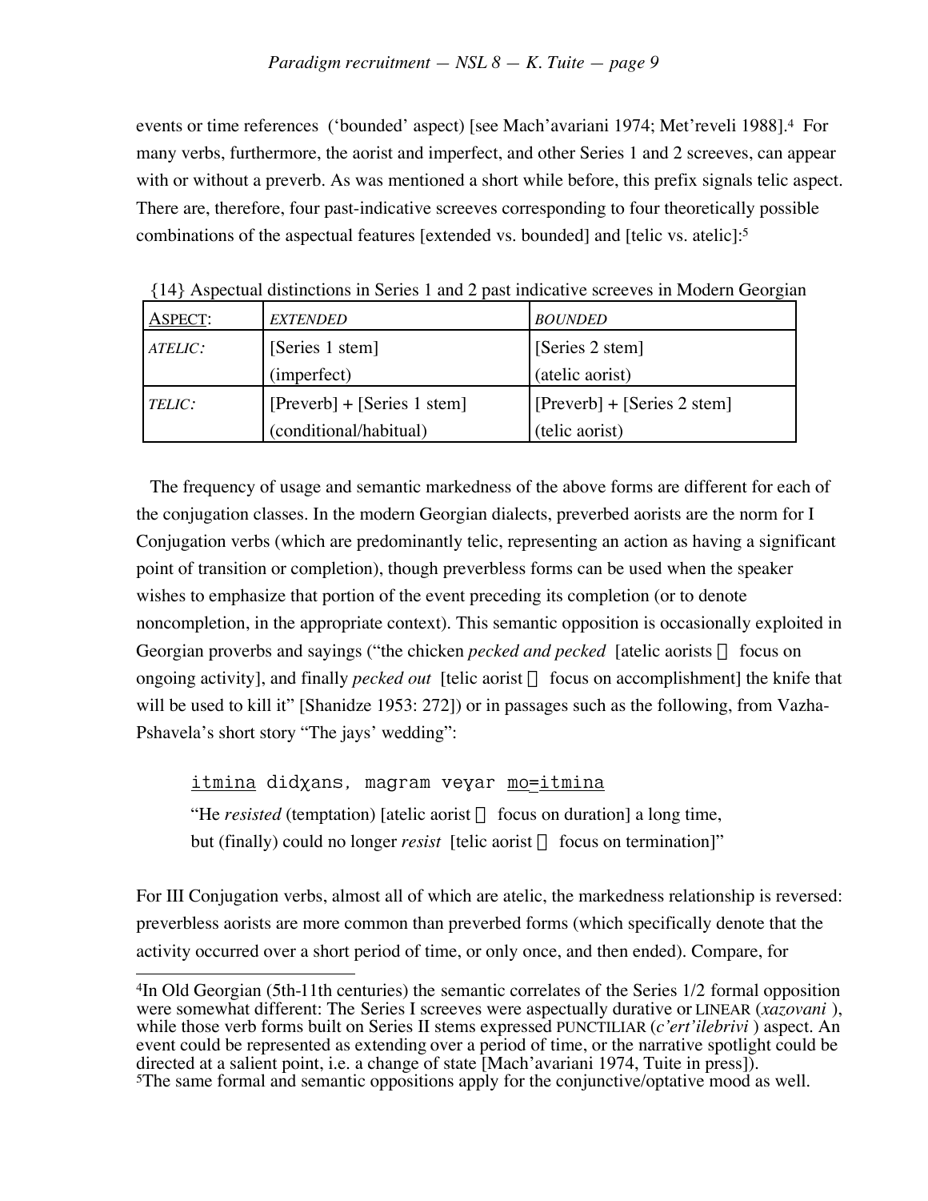events or time references ('bounded' aspect) [see Mach'avariani 1974; Met'reveli 1988].[4] For many verbs, furthermore, the aorist and imperfect, and other Series 1 and 2 screeves, can appear with or without a preverb. As was mentioned a short while before, this prefix signals telic aspect. There are, therefore, four past-indicative screeves corresponding to four theoretically possible combinations of the aspectual features [extended vs. bounded] and [telic vs. atelic]:[5]

{14} Aspectual distinctions in Series 1 and 2 past indicative screeves in Modern Georgian

| ASPECT: | *EXTENDED* | *BOUNDED* |
|---|---|---|
| *ATELIC:* | [Series 1 stem] (imperfect) | [Series 2 stem] (atelic aorist) |
| *TELIC:* | [Preverb] + [Series 1 stem] (conditional/habitual) | [Preverb] + [Series 2 stem] (telic aorist) |

The frequency of usage and semantic markedness of the above forms are different for each of the conjugation classes. In the modern Georgian dialects, preverbed aorists are the norm for I Conjugation verbs (which are predominantly telic, representing an action as having a significant point of transition or completion), though preverbless forms can be used when the speaker wishes to emphasize that portion of the event preceding its completion (or to denote noncompletion, in the appropriate context). This semantic opposition is occasionally exploited in Georgian proverbs and sayings ("the chicken *pecked and pecked* [atelic aorists → focus on ongoing activity], and finally *pecked out* [telic aorist → focus on accomplishment] the knife that will be used to kill it" [Shanidze 1953: 272]) or in passages such as the following, from Vazha-Pshavela's short story "The jays' wedding":

> itmina didχans, magram veɣar mo=itmina
>
> "He *resisted* (temptation) [atelic aorist → focus on duration] a long time, but (finally) could no longer *resist* [telic aorist → focus on termination]"

For III Conjugation verbs, almost all of which are atelic, the markedness relationship is reversed: preverbless aorists are more common than preverbed forms (which specifically denote that the activity occurred over a short period of time, or only once, and then ended). Compare, for

---

[4]In Old Georgian (5th-11th centuries) the semantic correlates of the Series 1/2 formal opposition were somewhat different: The Series I screeves were aspectually durative or LINEAR (*xazovani* ), while those verb forms built on Series II stems expressed PUNCTILIAR (*c'ert'ilebrivi* ) aspect. An event could be represented as extending over a period of time, or the narrative spotlight could be directed at a salient point, i.e. a change of state [Mach'avariani 1974, Tuite in press]).

[5]The same formal and semantic oppositions apply for the conjunctive/optative mood as well.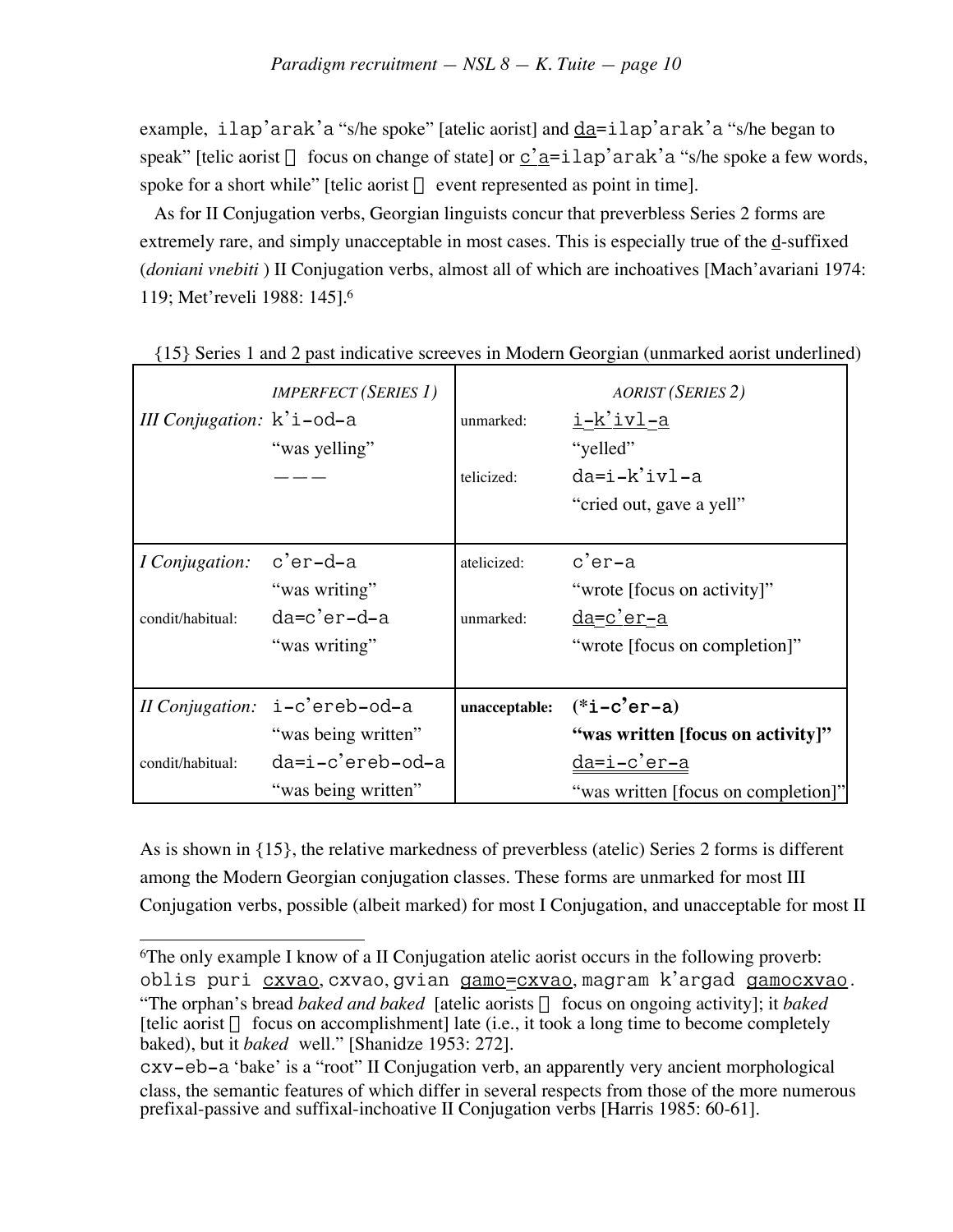example, ilap'arak'a "s/he spoke" [atelic aorist] and <u>da</u>=ilap'arak'a "s/he began to speak" [telic aorist  focus on change of state] or <u>c'a</u>=ilap'arak'a "s/he spoke a few words, spoke for a short while" [telic aorist  event represented as point in time].

As for II Conjugation verbs, Georgian linguists concur that preverbless Series 2 forms are extremely rare, and simply unacceptable in most cases. This is especially true of the <u>d</u>-suffixed (*doniani vnebiti* ) II Conjugation verbs, almost all of which are inchoatives [Mach'avariani 1974: 119; Met'reveli 1988: 145].[6]

{15} Series 1 and 2 past indicative screeves in Modern Georgian (unmarked aorist underlined)

| | *IMPERFECT (SERIES 1)* | | *AORIST (SERIES 2)* |
|---|---|---|---|
| *III Conjugation:* | k'i-od-a | unmarked: | <u>i-k'ivl-a</u> |
| | "was yelling" | | "yelled" |
| | ——— | telicized: | da=i-k'ivl-a |
| | | | "cried out, gave a yell" |
| *I Conjugation:* | c'er-d-a | atelicized: | c'er-a |
| | "was writing" | | "wrote [focus on activity]" |
| condit/habitual: | da=c'er-d-a | unmarked: | <u>da=c'er-a</u> |
| | "was writing" | | "wrote [focus on completion]" |
| *II Conjugation:* | i-c'ereb-od-a | **unacceptable:** | **(*i-c'er-a)** |
| | "was being written" | | **"was written [focus on activity]"** |
| condit/habitual: | da=i-c'ereb-od-a | | <u>da=i-c'er-a</u> |
| | "was being written" | | "was written [focus on completion]" |

As is shown in {15}, the relative markedness of preverbless (atelic) Series 2 forms is different among the Modern Georgian conjugation classes. These forms are unmarked for most III Conjugation verbs, possible (albeit marked) for most I Conjugation, and unacceptable for most II

---

[6]The only example I know of a II Conjugation atelic aorist occurs in the following proverb: oblis puri <u>cxvao</u>, cxvao, gvian <u>gamo=cxvao</u>, magram k'argad <u>gamocxvao</u>. "The orphan's bread *baked and baked* [atelic aorists  focus on ongoing activity]; it *baked* [telic aorist  focus on accomplishment] late (i.e., it took a long time to become completely baked), but it *baked* well." [Shanidze 1953: 272].

cxv-eb-a 'bake' is a "root" II Conjugation verb, an apparently very ancient morphological class, the semantic features of which differ in several respects from those of the more numerous prefixal-passive and suffixal-inchoative II Conjugation verbs [Harris 1985: 60-61].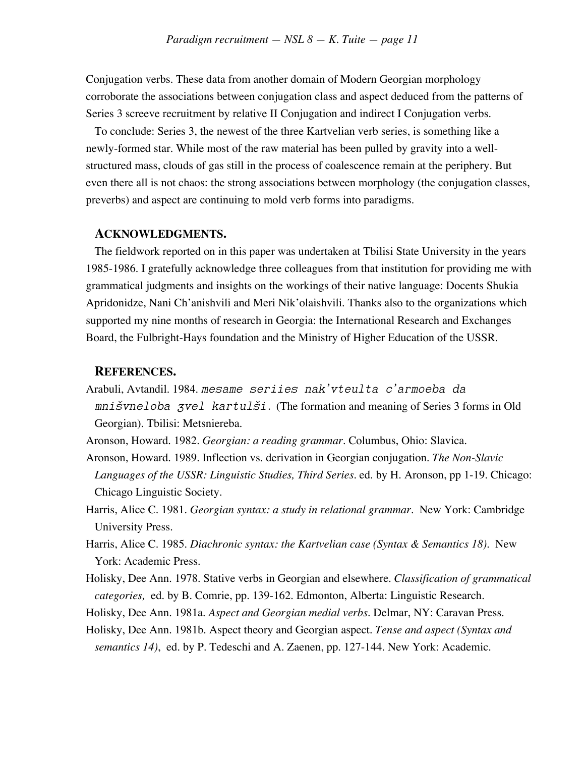Conjugation verbs. These data from another domain of Modern Georgian morphology corroborate the associations between conjugation class and aspect deduced from the patterns of Series 3 screeve recruitment by relative II Conjugation and indirect I Conjugation verbs.

To conclude: Series 3, the newest of the three Kartvelian verb series, is something like a newly-formed star. While most of the raw material has been pulled by gravity into a well-structured mass, clouds of gas still in the process of coalescence remain at the periphery. But even there all is not chaos: the strong associations between morphology (the conjugation classes, preverbs) and aspect are continuing to mold verb forms into paradigms.

## ACKNOWLEDGMENTS.

The fieldwork reported on in this paper was undertaken at Tbilisi State University in the years 1985-1986. I gratefully acknowledge three colleagues from that institution for providing me with grammatical judgments and insights on the workings of their native language: Docents Shukia Apridonidze, Nani Ch'anishvili and Meri Nik'olaishvili. Thanks also to the organizations which supported my nine months of research in Georgia: the International Research and Exchanges Board, the Fulbright-Hays foundation and the Ministry of Higher Education of the USSR.

## REFERENCES.

Arabuli, Avtandil. 1984. mesame seriies nak'vteulta c'armoeba da mnišvneloba ʒvel kartulši. (The formation and meaning of Series 3 forms in Old Georgian). Tbilisi: Metsniereba.

Aronson, Howard. 1982. *Georgian: a reading grammar*. Columbus, Ohio: Slavica.

Aronson, Howard. 1989. Inflection vs. derivation in Georgian conjugation. *The Non-Slavic Languages of the USSR: Linguistic Studies, Third Series*. ed. by H. Aronson, pp 1-19. Chicago: Chicago Linguistic Society.

Harris, Alice C. 1981. *Georgian syntax: a study in relational grammar*. New York: Cambridge University Press.

Harris, Alice C. 1985. *Diachronic syntax: the Kartvelian case (Syntax & Semantics 18)*. New York: Academic Press.

Holisky, Dee Ann. 1978. Stative verbs in Georgian and elsewhere. *Classification of grammatical categories,* ed. by B. Comrie, pp. 139-162. Edmonton, Alberta: Linguistic Research.

Holisky, Dee Ann. 1981a. *Aspect and Georgian medial verbs*. Delmar, NY: Caravan Press.

Holisky, Dee Ann. 1981b. Aspect theory and Georgian aspect. *Tense and aspect (Syntax and semantics 14)*, ed. by P. Tedeschi and A. Zaenen, pp. 127-144. New York: Academic.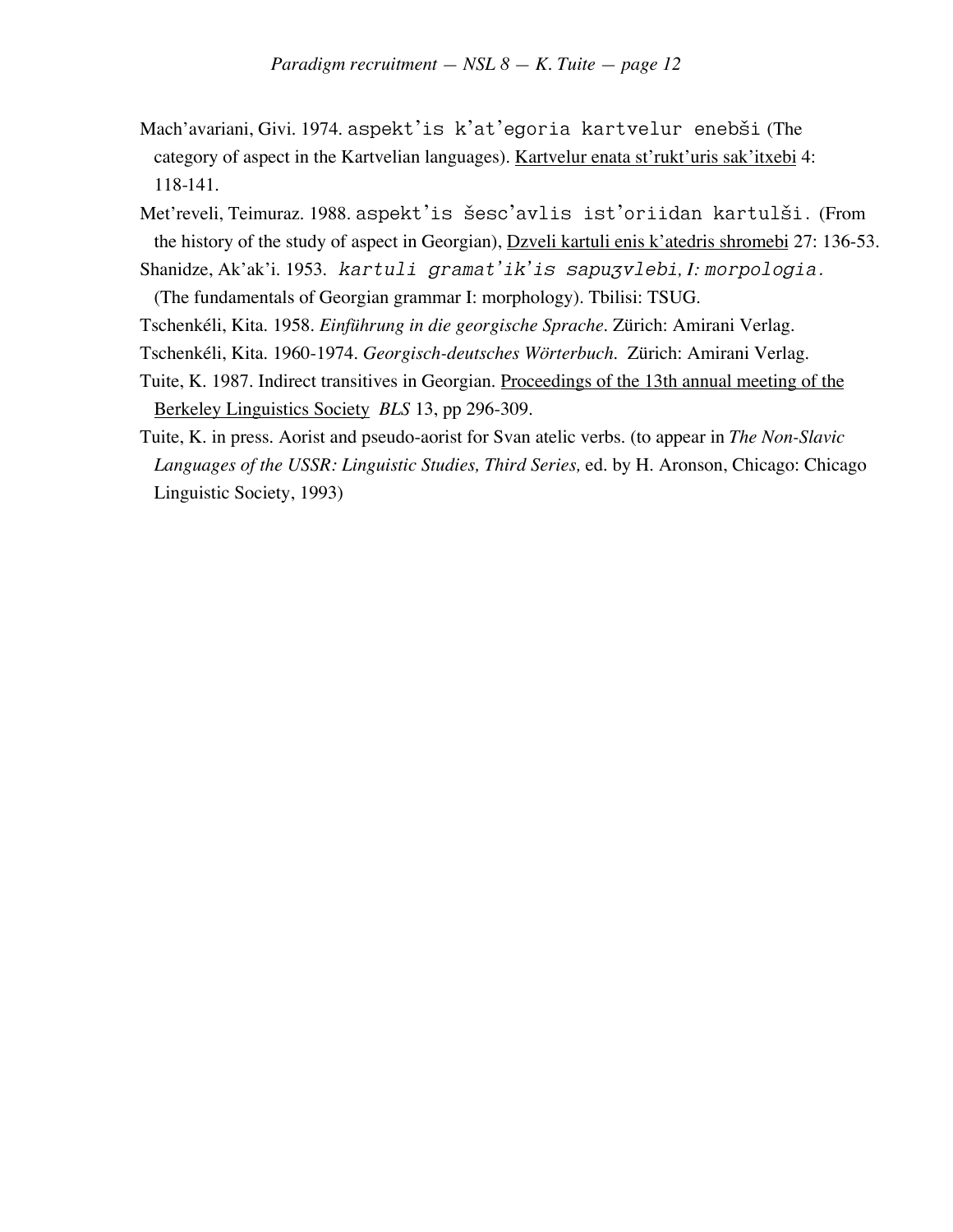Mach'avariani, Givi. 1974. aspekt'is k'at'egoria kartvelur enebši (The category of aspect in the Kartvelian languages). <u>Kartvelur enata st'rukt'uris sak'itxebi</u> 4: 118-141.

Met'reveli, Teimuraz. 1988. aspekt'is šesc'avlis ist'oriidan kartulši. (From the history of the study of aspect in Georgian), <u>Dzveli kartuli enis k'atedris shromebi</u> 27: 136-53.

Shanidze, Ak'ak'i. 1953. *kartuli gramat'ik'is sapuʒvlebi, I: morpologia.* (The fundamentals of Georgian grammar I: morphology). Tbilisi: TSUG.

Tschenkéli, Kita. 1958. *Einführung in die georgische Sprache*. Zürich: Amirani Verlag.

Tschenkéli, Kita. 1960-1974. *Georgisch-deutsches Wörterbuch.* Zürich: Amirani Verlag.

Tuite, K. 1987. Indirect transitives in Georgian. <u>Proceedings of the 13th annual meeting of the Berkeley Linguistics Society</u> *BLS* 13, pp 296-309.

Tuite, K. in press. Aorist and pseudo-aorist for Svan atelic verbs. (to appear in *The Non-Slavic Languages of the USSR: Linguistic Studies, Third Series,* ed. by H. Aronson, Chicago: Chicago Linguistic Society, 1993)